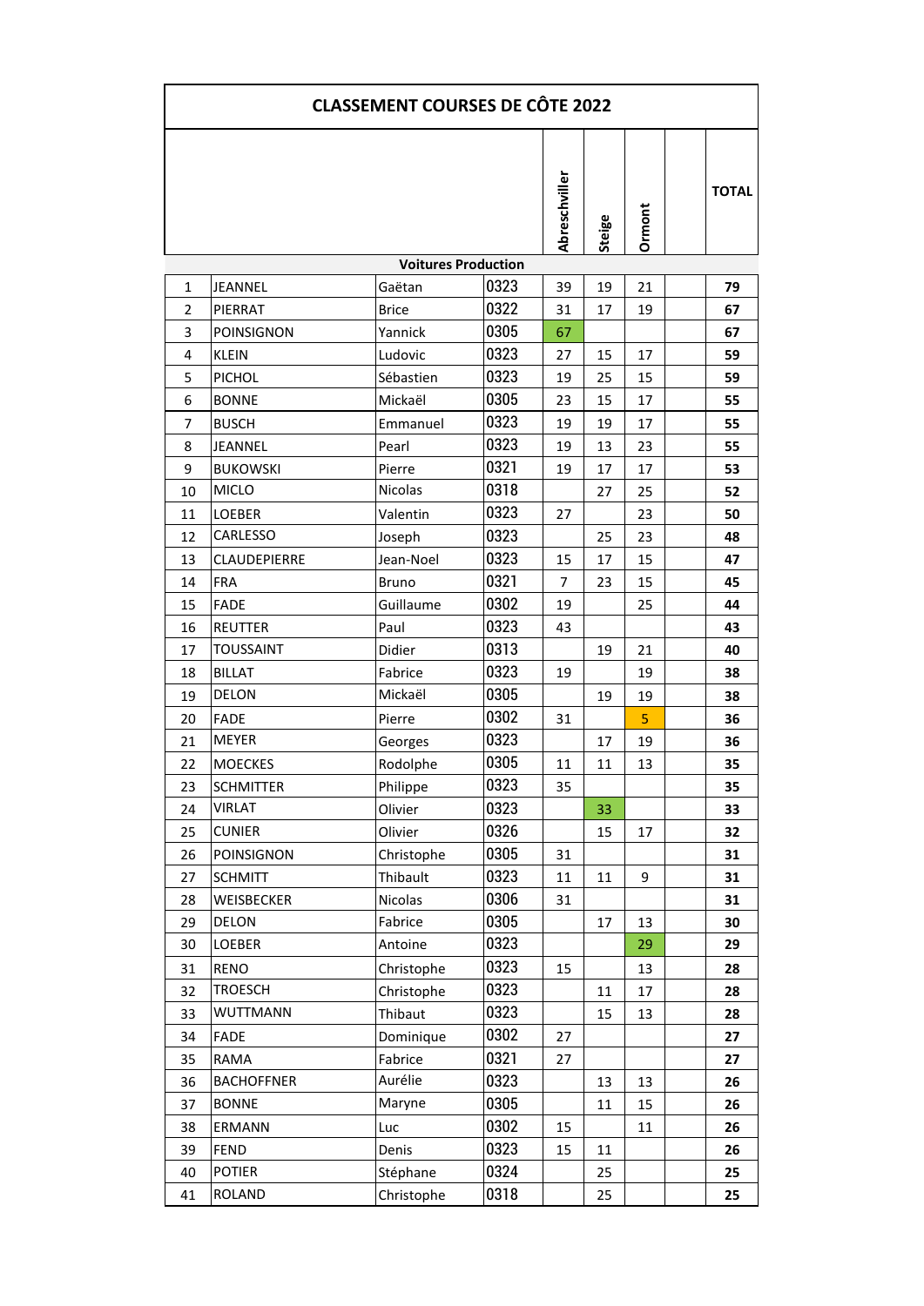# CLASSEMENT COURSES DE CÔTE 2022

| | | | | Abreschviller | Steige | Ormont | | TOTAL |
|---|---|---|---|---|---|---|---|---|
| **Voitures Production** | | | | | | | | |
| 1 | JEANNEL | Gaëtan | 0323 | 39 | 19 | 21 | | **79** |
| 2 | PIERRAT | Brice | 0322 | 31 | 17 | 19 | | **67** |
| 3 | POINSIGNON | Yannick | 0305 | 67 | | | | **67** |
| 4 | KLEIN | Ludovic | 0323 | 27 | 15 | 17 | | **59** |
| 5 | PICHOL | Sébastien | 0323 | 19 | 25 | 15 | | **59** |
| 6 | BONNE | Mickaël | 0305 | 23 | 15 | 17 | | **55** |
| 7 | BUSCH | Emmanuel | 0323 | 19 | 19 | 17 | | **55** |
| 8 | JEANNEL | Pearl | 0323 | 19 | 13 | 23 | | **55** |
| 9 | BUKOWSKI | Pierre | 0321 | 19 | 17 | 17 | | **53** |
| 10 | MICLO | Nicolas | 0318 | | 27 | 25 | | **52** |
| 11 | LOEBER | Valentin | 0323 | 27 | | 23 | | **50** |
| 12 | CARLESSO | Joseph | 0323 | | 25 | 23 | | **48** |
| 13 | CLAUDEPIERRE | Jean-Noel | 0323 | 15 | 17 | 15 | | **47** |
| 14 | FRA | Bruno | 0321 | 7 | 23 | 15 | | **45** |
| 15 | FADE | Guillaume | 0302 | 19 | | 25 | | **44** |
| 16 | REUTTER | Paul | 0323 | 43 | | | | **43** |
| 17 | TOUSSAINT | Didier | 0313 | | 19 | 21 | | **40** |
| 18 | BILLAT | Fabrice | 0323 | 19 | | 19 | | **38** |
| 19 | DELON | Mickaël | 0305 | | 19 | 19 | | **38** |
| 20 | FADE | Pierre | 0302 | 31 | | 5 | | **36** |
| 21 | MEYER | Georges | 0323 | | 17 | 19 | | **36** |
| 22 | MOECKES | Rodolphe | 0305 | 11 | 11 | 13 | | **35** |
| 23 | SCHMITTER | Philippe | 0323 | 35 | | | | **35** |
| 24 | VIRLAT | Olivier | 0323 | | 33 | | | **33** |
| 25 | CUNIER | Olivier | 0326 | | 15 | 17 | | **32** |
| 26 | POINSIGNON | Christophe | 0305 | 31 | | | | **31** |
| 27 | SCHMITT | Thibault | 0323 | 11 | 11 | 9 | | **31** |
| 28 | WEISBECKER | Nicolas | 0306 | 31 | | | | **31** |
| 29 | DELON | Fabrice | 0305 | | 17 | 13 | | **30** |
| 30 | LOEBER | Antoine | 0323 | | | 29 | | **29** |
| 31 | RENO | Christophe | 0323 | 15 | | 13 | | **28** |
| 32 | TROESCH | Christophe | 0323 | | 11 | 17 | | **28** |
| 33 | WUTTMANN | Thibaut | 0323 | | 15 | 13 | | **28** |
| 34 | FADE | Dominique | 0302 | 27 | | | | **27** |
| 35 | RAMA | Fabrice | 0321 | 27 | | | | **27** |
| 36 | BACHOFFNER | Aurélie | 0323 | | 13 | 13 | | **26** |
| 37 | BONNE | Maryne | 0305 | | 11 | 15 | | **26** |
| 38 | ERMANN | Luc | 0302 | 15 | | 11 | | **26** |
| 39 | FEND | Denis | 0323 | 15 | 11 | | | **26** |
| 40 | POTIER | Stéphane | 0324 | | 25 | | | **25** |
| 41 | ROLAND | Christophe | 0318 | | 25 | | | **25** |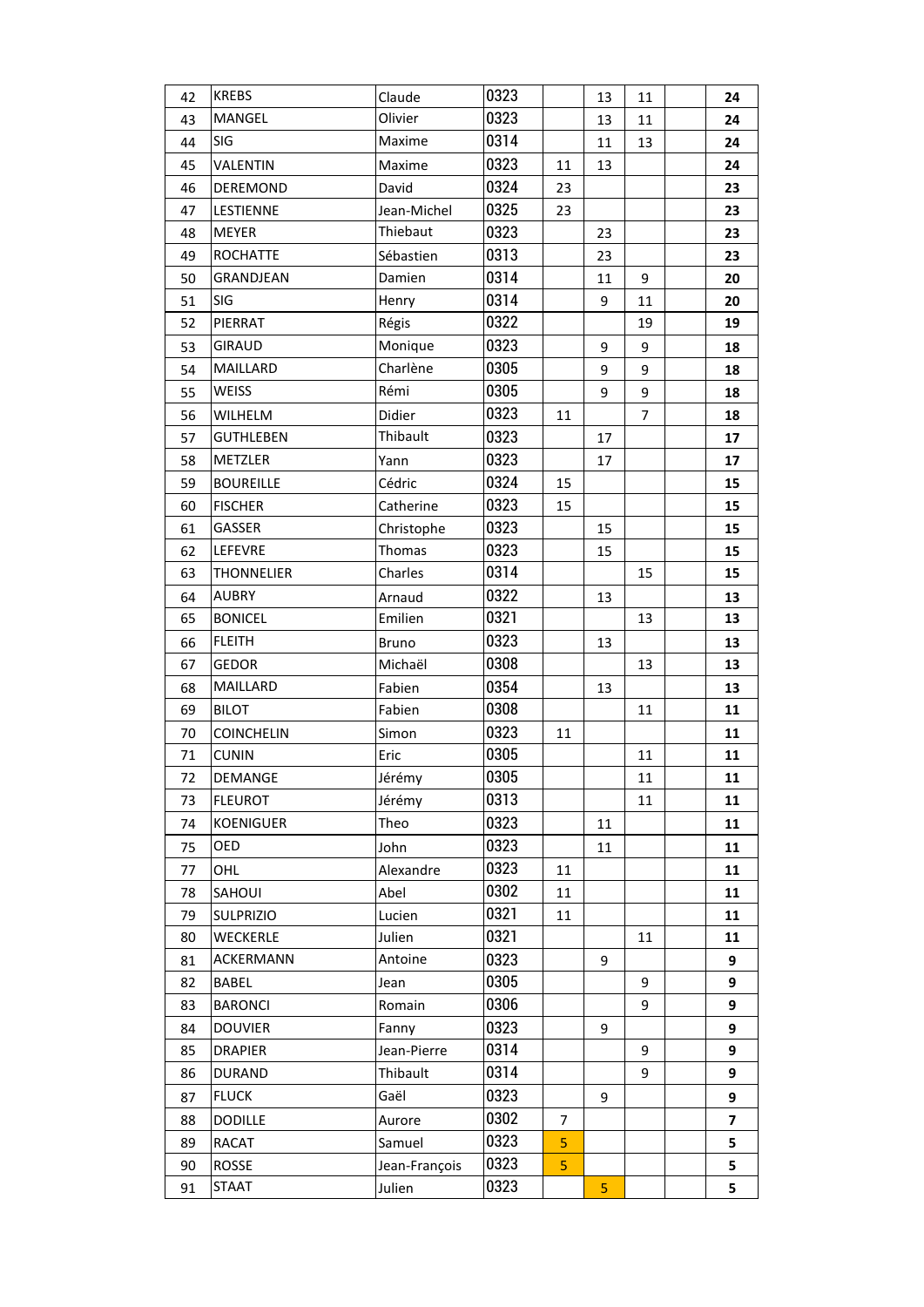| | | | | | | | | |
|---|---|---|---|---|---|---|---|---|
| 42 | KREBS | Claude | 0323 | | 13 | 11 | | **24** |
| 43 | MANGEL | Olivier | 0323 | | 13 | 11 | | **24** |
| 44 | SIG | Maxime | 0314 | | 11 | 13 | | **24** |
| 45 | VALENTIN | Maxime | 0323 | 11 | 13 | | | **24** |
| 46 | DEREMOND | David | 0324 | 23 | | | | **23** |
| 47 | LESTIENNE | Jean-Michel | 0325 | 23 | | | | **23** |
| 48 | MEYER | Thiebaut | 0323 | | 23 | | | **23** |
| 49 | ROCHATTE | Sébastien | 0313 | | 23 | | | **23** |
| 50 | GRANDJEAN | Damien | 0314 | | 11 | 9 | | **20** |
| 51 | SIG | Henry | 0314 | | 9 | 11 | | **20** |
| 52 | PIERRAT | Régis | 0322 | | | 19 | | **19** |
| 53 | GIRAUD | Monique | 0323 | | 9 | 9 | | **18** |
| 54 | MAILLARD | Charlène | 0305 | | 9 | 9 | | **18** |
| 55 | WEISS | Rémi | 0305 | | 9 | 9 | | **18** |
| 56 | WILHELM | Didier | 0323 | 11 | | 7 | | **18** |
| 57 | GUTHLEBEN | Thibault | 0323 | | 17 | | | **17** |
| 58 | METZLER | Yann | 0323 | | 17 | | | **17** |
| 59 | BOUREILLE | Cédric | 0324 | 15 | | | | **15** |
| 60 | FISCHER | Catherine | 0323 | 15 | | | | **15** |
| 61 | GASSER | Christophe | 0323 | | 15 | | | **15** |
| 62 | LEFEVRE | Thomas | 0323 | | 15 | | | **15** |
| 63 | THONNELIER | Charles | 0314 | | | 15 | | **15** |
| 64 | AUBRY | Arnaud | 0322 | | 13 | | | **13** |
| 65 | BONICEL | Emilien | 0321 | | | 13 | | **13** |
| 66 | FLEITH | Bruno | 0323 | | 13 | | | **13** |
| 67 | GEDOR | Michaël | 0308 | | | 13 | | **13** |
| 68 | MAILLARD | Fabien | 0354 | | 13 | | | **13** |
| 69 | BILOT | Fabien | 0308 | | | 11 | | **11** |
| 70 | COINCHELIN | Simon | 0323 | 11 | | | | **11** |
| 71 | CUNIN | Eric | 0305 | | | 11 | | **11** |
| 72 | DEMANGE | Jérémy | 0305 | | | 11 | | **11** |
| 73 | FLEUROT | Jérémy | 0313 | | | 11 | | **11** |
| 74 | KOENIGUER | Theo | 0323 | | 11 | | | **11** |
| 75 | OED | John | 0323 | | 11 | | | **11** |
| 77 | OHL | Alexandre | 0323 | 11 | | | | **11** |
| 78 | SAHOUI | Abel | 0302 | 11 | | | | **11** |
| 79 | SULPRIZIO | Lucien | 0321 | 11 | | | | **11** |
| 80 | WECKERLE | Julien | 0321 | | | 11 | | **11** |
| 81 | ACKERMANN | Antoine | 0323 | | 9 | | | **9** |
| 82 | BABEL | Jean | 0305 | | | 9 | | **9** |
| 83 | BARONCI | Romain | 0306 | | | 9 | | **9** |
| 84 | DOUVIER | Fanny | 0323 | | 9 | | | **9** |
| 85 | DRAPIER | Jean-Pierre | 0314 | | | 9 | | **9** |
| 86 | DURAND | Thibault | 0314 | | | 9 | | **9** |
| 87 | FLUCK | Gaël | 0323 | | 9 | | | **9** |
| 88 | DODILLE | Aurore | 0302 | 7 | | | | **7** |
| 89 | RACAT | Samuel | 0323 | 5 | | | | **5** |
| 90 | ROSSE | Jean-François | 0323 | 5 | | | | **5** |
| 91 | STAAT | Julien | 0323 | | 5 | | | **5** |